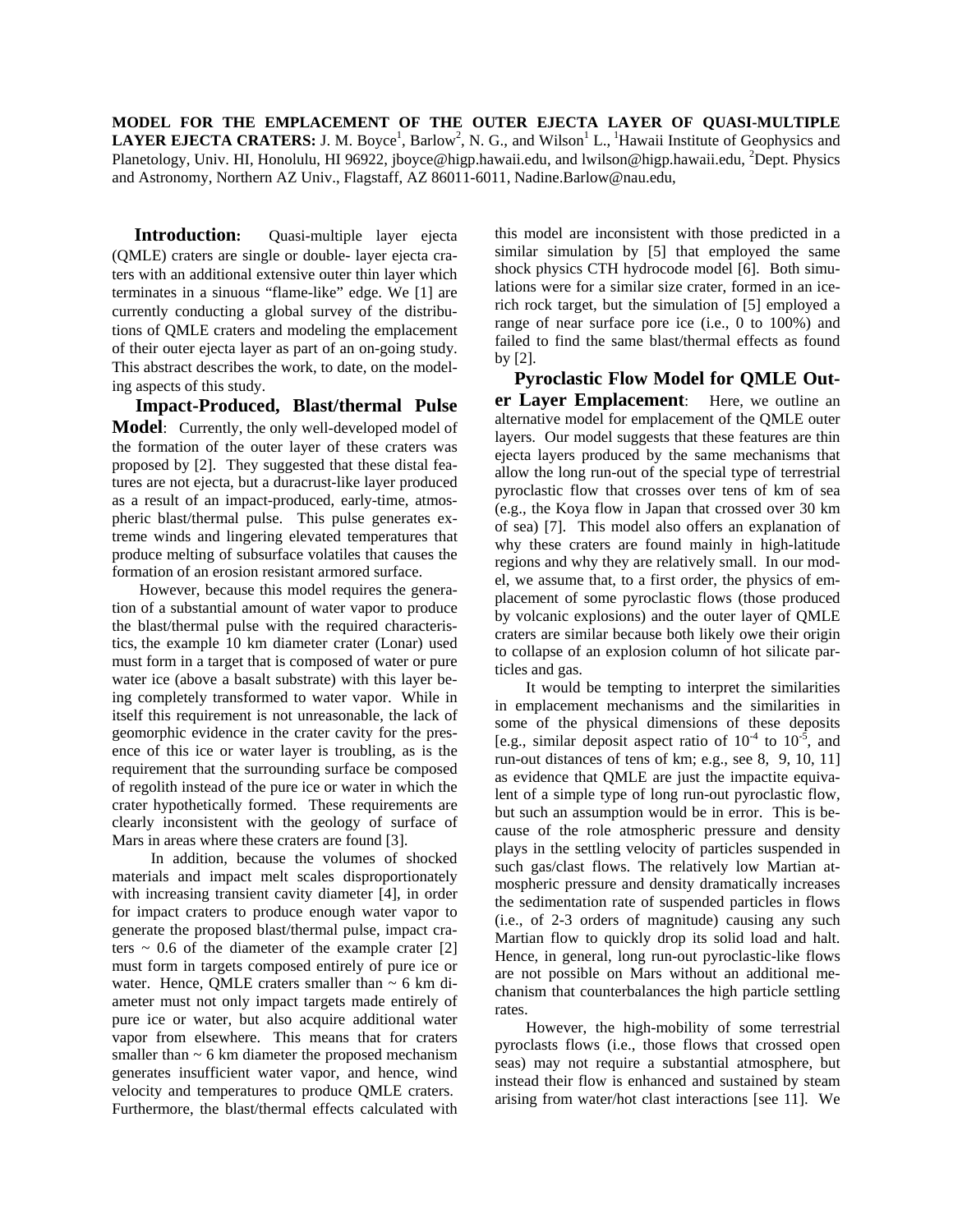**MODEL FOR THE EMPLACEMENT OF THE OUTER EJECTA LAYER OF QUASI-MULTIPLE LAYER EJECTA CRATERS:** J. M. Boyce[1], Barlow[2], N. G., and Wilson[1] L., [1]Hawaii Institute of Geophysics and Planetology, Univ. HI, Honolulu, HI 96922, jboyce@higp.hawaii.edu, and lwilson@higp.hawaii.edu, [2]Dept. Physics and Astronomy, Northern AZ Univ., Flagstaff, AZ 86011-6011, Nadine.Barlow@nau.edu,

**Introduction:** Quasi-multiple layer ejecta (QMLE) craters are single or double- layer ejecta craters with an additional extensive outer thin layer which terminates in a sinuous "flame-like" edge. We [1] are currently conducting a global survey of the distributions of QMLE craters and modeling the emplacement of their outer ejecta layer as part of an on-going study. This abstract describes the work, to date, on the modeling aspects of this study.

**Impact-Produced, Blast/thermal Pulse Model**: Currently, the only well-developed model of the formation of the outer layer of these craters was proposed by [2]. They suggested that these distal features are not ejecta, but a duracrust-like layer produced as a result of an impact-produced, early-time, atmospheric blast/thermal pulse. This pulse generates extreme winds and lingering elevated temperatures that produce melting of subsurface volatiles that causes the formation of an erosion resistant armored surface.

However, because this model requires the generation of a substantial amount of water vapor to produce the blast/thermal pulse with the required characteristics, the example 10 km diameter crater (Lonar) used must form in a target that is composed of water or pure water ice (above a basalt substrate) with this layer being completely transformed to water vapor. While in itself this requirement is not unreasonable, the lack of geomorphic evidence in the crater cavity for the presence of this ice or water layer is troubling, as is the requirement that the surrounding surface be composed of regolith instead of the pure ice or water in which the crater hypothetically formed. These requirements are clearly inconsistent with the geology of surface of Mars in areas where these craters are found [3].

In addition, because the volumes of shocked materials and impact melt scales disproportionately with increasing transient cavity diameter [4], in order for impact craters to produce enough water vapor to generate the proposed blast/thermal pulse, impact craters ~ 0.6 of the diameter of the example crater [2] must form in targets composed entirely of pure ice or water. Hence, QMLE craters smaller than ~ 6 km diameter must not only impact targets made entirely of pure ice or water, but also acquire additional water vapor from elsewhere. This means that for craters smaller than ~ 6 km diameter the proposed mechanism generates insufficient water vapor, and hence, wind velocity and temperatures to produce QMLE craters. Furthermore, the blast/thermal effects calculated with this model are inconsistent with those predicted in a similar simulation by [5] that employed the same shock physics CTH hydrocode model [6]. Both simulations were for a similar size crater, formed in an ice-rich rock target, but the simulation of [5] employed a range of near surface pore ice (i.e., 0 to 100%) and failed to find the same blast/thermal effects as found by [2].

**Pyroclastic Flow Model for QMLE Outer Layer Emplacement**: Here, we outline an alternative model for emplacement of the QMLE outer layers. Our model suggests that these features are thin ejecta layers produced by the same mechanisms that allow the long run-out of the special type of terrestrial pyroclastic flow that crosses over tens of km of sea (e.g., the Koya flow in Japan that crossed over 30 km of sea) [7]. This model also offers an explanation of why these craters are found mainly in high-latitude regions and why they are relatively small. In our model, we assume that, to a first order, the physics of emplacement of some pyroclastic flows (those produced by volcanic explosions) and the outer layer of QMLE craters are similar because both likely owe their origin to collapse of an explosion column of hot silicate particles and gas.

It would be tempting to interpret the similarities in emplacement mechanisms and the similarities in some of the physical dimensions of these deposits [e.g., similar deposit aspect ratio of $10^{-4}$ to $10^{-5}$, and run-out distances of tens of km; e.g., see 8, 9, 10, 11] as evidence that QMLE are just the impactite equivalent of a simple type of long run-out pyroclastic flow, but such an assumption would be in error. This is because of the role atmospheric pressure and density plays in the settling velocity of particles suspended in such gas/clast flows. The relatively low Martian atmospheric pressure and density dramatically increases the sedimentation rate of suspended particles in flows (i.e., of 2-3 orders of magnitude) causing any such Martian flow to quickly drop its solid load and halt. Hence, in general, long run-out pyroclastic-like flows are not possible on Mars without an additional mechanism that counterbalances the high particle settling rates.

However, the high-mobility of some terrestrial pyroclasts flows (i.e., those flows that crossed open seas) may not require a substantial atmosphere, but instead their flow is enhanced and sustained by steam arising from water/hot clast interactions [see 11]. We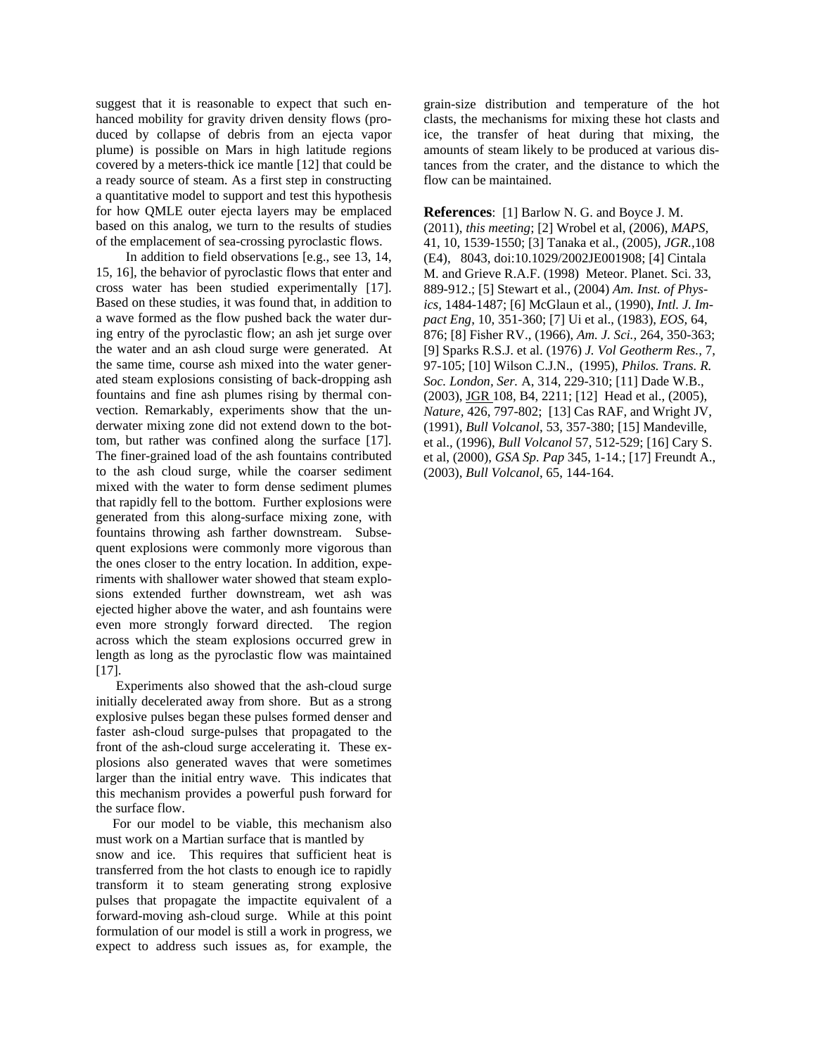suggest that it is reasonable to expect that such enhanced mobility for gravity driven density flows (produced by collapse of debris from an ejecta vapor plume) is possible on Mars in high latitude regions covered by a meters-thick ice mantle [12] that could be a ready source of steam. As a first step in constructing a quantitative model to support and test this hypothesis for how QMLE outer ejecta layers may be emplaced based on this analog, we turn to the results of studies of the emplacement of sea-crossing pyroclastic flows.

In addition to field observations [e.g., see 13, 14, 15, 16], the behavior of pyroclastic flows that enter and cross water has been studied experimentally [17]. Based on these studies, it was found that, in addition to a wave formed as the flow pushed back the water during entry of the pyroclastic flow; an ash jet surge over the water and an ash cloud surge were generated. At the same time, course ash mixed into the water generated steam explosions consisting of back-dropping ash fountains and fine ash plumes rising by thermal convection. Remarkably, experiments show that the underwater mixing zone did not extend down to the bottom, but rather was confined along the surface [17]. The finer-grained load of the ash fountains contributed to the ash cloud surge, while the coarser sediment mixed with the water to form dense sediment plumes that rapidly fell to the bottom. Further explosions were generated from this along-surface mixing zone, with fountains throwing ash farther downstream. Subsequent explosions were commonly more vigorous than the ones closer to the entry location. In addition, experiments with shallower water showed that steam explosions extended further downstream, wet ash was ejected higher above the water, and ash fountains were even more strongly forward directed. The region across which the steam explosions occurred grew in length as long as the pyroclastic flow was maintained [17].

Experiments also showed that the ash-cloud surge initially decelerated away from shore. But as a strong explosive pulses began these pulses formed denser and faster ash-cloud surge-pulses that propagated to the front of the ash-cloud surge accelerating it. These explosions also generated waves that were sometimes larger than the initial entry wave. This indicates that this mechanism provides a powerful push forward for the surface flow.

For our model to be viable, this mechanism also must work on a Martian surface that is mantled by snow and ice. This requires that sufficient heat is transferred from the hot clasts to enough ice to rapidly transform it to steam generating strong explosive pulses that propagate the impactite equivalent of a forward-moving ash-cloud surge. While at this point formulation of our model is still a work in progress, we expect to address such issues as, for example, the grain-size distribution and temperature of the hot clasts, the mechanisms for mixing these hot clasts and ice, the transfer of heat during that mixing, the amounts of steam likely to be produced at various distances from the crater, and the distance to which the flow can be maintained.

**References**: [1] Barlow N. G. and Boyce J. M. (2011), *this meeting*; [2] Wrobel et al, (2006), *MAPS*, 41, 10, 1539-1550; [3] Tanaka et al., (2005), *JGR.*,108 (E4), 8043, doi:10.1029/2002JE001908; [4] Cintala M. and Grieve R.A.F. (1998) Meteor. Planet. Sci. 33, 889-912.; [5] Stewart et al., (2004) *Am. Inst. of Physics*, 1484-1487; [6] McGlaun et al., (1990), *Intl. J. Impact Eng*, 10, 351-360; [7] Ui et al., (1983), *EOS*, 64, 876; [8] Fisher RV., (1966), *Am. J. Sci.*, 264, 350-363; [9] Sparks R.S.J. et al. (1976) *J. Vol Geotherm Res.*, 7, 97-105; [10] Wilson C.J.N., (1995), *Philos. Trans. R. Soc. London, Ser.* A, 314, 229-310; [11] Dade W.B., (2003), JGR 108, B4, 2211; [12] Head et al., (2005), *Nature*, 426, 797-802; [13] Cas RAF, and Wright JV, (1991), *Bull Volcanol*, 53, 357-380; [15] Mandeville, et al., (1996), *Bull Volcanol* 57, 512-529; [16] Cary S. et al, (2000), *GSA Sp. Pap* 345, 1-14.; [17] Freundt A., (2003), *Bull Volcanol*, 65, 144-164.